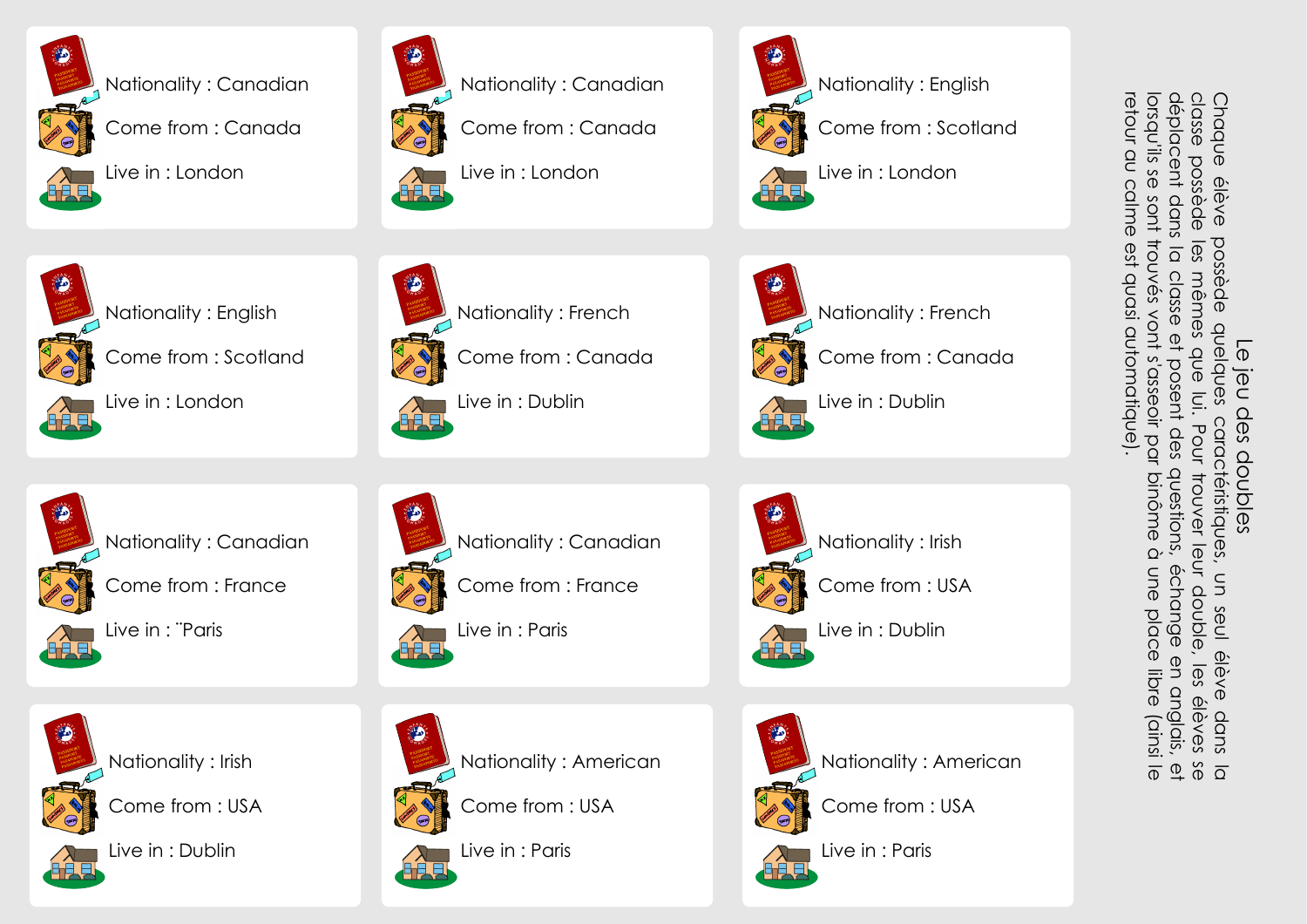## Le jeu des doubles

Chaque élève possède quelques caractéristiques, un seul élève dans la classe possède les mêmes que lui. Pour trouver leur double, les élèves se déplacent dans la classe et posent des questions, échange en anglais, et lorsqu'ils se sont trouvés vont s'asseoir par binôme à une place libre (ainsi le retour au calme est quasi automatique).

Nationality : Canadian
Come from : Canada
Live in : London

Nationality : Canadian
Come from : Canada
Live in : London

Nationality : English
Come from : Scotland
Live in : London

Nationality : English
Come from : Scotland
Live in : London

Nationality : French
Come from : Canada
Live in : Dublin

Nationality : French
Come from : Canada
Live in : Dublin

Nationality : Canadian
Come from : France
Live in : ¨Paris

Nationality : Canadian
Come from : France
Live in : Paris

Nationality : Irish
Come from : USA
Live in : Dublin

Nationality : Irish
Come from : USA
Live in : Dublin

Nationality : American
Come from : USA
Live in : Paris

Nationality : American
Come from : USA
Live in : Paris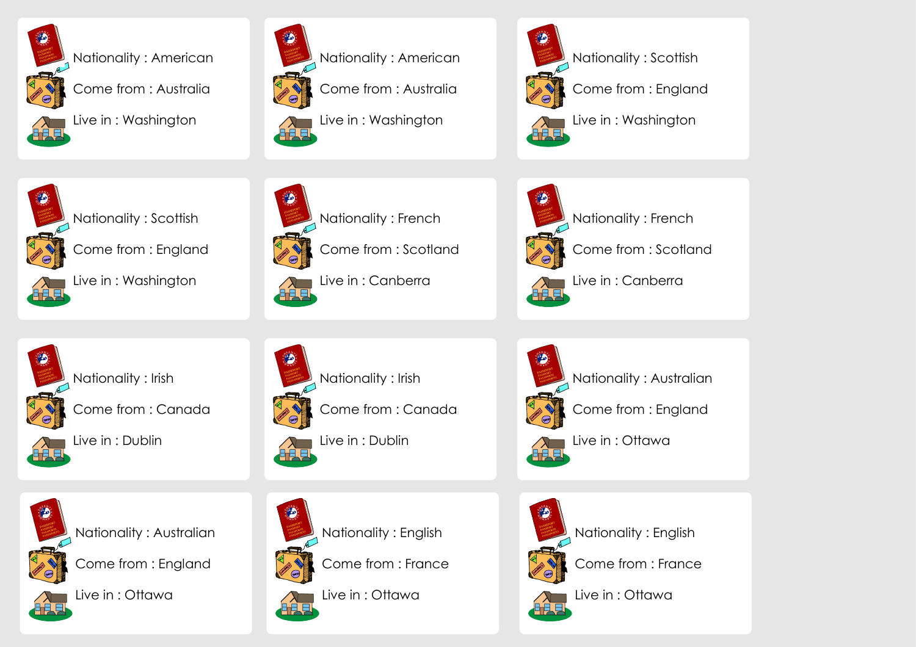Nationality : American
Come from : Australia
Live in : Washington

Nationality : American
Come from : Australia
Live in : Washington

Nationality : Scottish
Come from : England
Live in : Washington

Nationality : Scottish
Come from : England
Live in : Washington

Nationality : French
Come from : Scotland
Live in : Canberra

Nationality : French
Come from : Scotland
Live in : Canberra

Nationality : Irish
Come from : Canada
Live in : Dublin

Nationality : Irish
Come from : Canada
Live in : Dublin

Nationality : Australian
Come from : England
Live in : Ottawa

Nationality : Australian
Come from : England
Live in : Ottawa

Nationality : English
Come from : France
Live in : Ottawa

Nationality : English
Come from : France
Live in : Ottawa